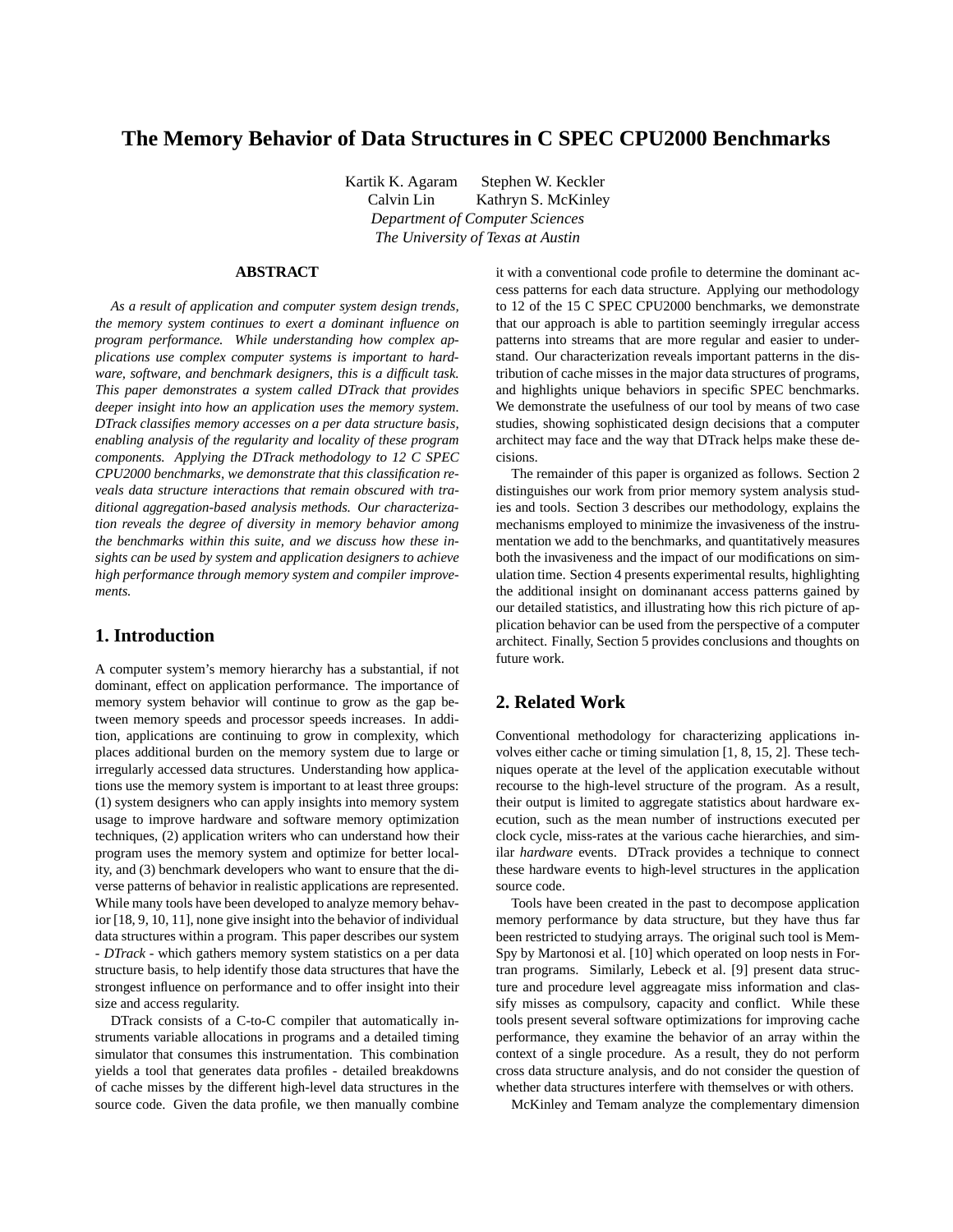# The Memory Behavior of Data Structures in C SPEC CPU2000 Benchmarks

Kartik K. Agaram Stephen W. Keckler
Calvin Lin Kathryn S. McKinley
*Department of Computer Sciences*
*The University of Texas at Austin*

## ABSTRACT

*As a result of application and computer system design trends, the memory system continues to exert a dominant influence on program performance. While understanding how complex applications use complex computer systems is important to hardware, software, and benchmark designers, this is a difficult task. This paper demonstrates a system called DTrack that provides deeper insight into how an application uses the memory system. DTrack classifies memory accesses on a per data structure basis, enabling analysis of the regularity and locality of these program components. Applying the DTrack methodology to 12 C SPEC CPU2000 benchmarks, we demonstrate that this classification reveals data structure interactions that remain obscured with traditional aggregation-based analysis methods. Our characterization reveals the degree of diversity in memory behavior among the benchmarks within this suite, and we discuss how these insights can be used by system and application designers to achieve high performance through memory system and compiler improvements.*

## 1. Introduction

A computer system's memory hierarchy has a substantial, if not dominant, effect on application performance. The importance of memory system behavior will continue to grow as the gap between memory speeds and processor speeds increases. In addition, applications are continuing to grow in complexity, which places additional burden on the memory system due to large or irregularly accessed data structures. Understanding how applications use the memory system is important to at least three groups: (1) system designers who can apply insights into memory system usage to improve hardware and software memory optimization techniques, (2) application writers who can understand how their program uses the memory system and optimize for better locality, and (3) benchmark developers who want to ensure that the diverse patterns of behavior in realistic applications are represented. While many tools have been developed to analyze memory behavior [18, 9, 10, 11], none give insight into the behavior of individual data structures within a program. This paper describes our system - *DTrack* - which gathers memory system statistics on a per data structure basis, to help identify those data structures that have the strongest influence on performance and to offer insight into their size and access regularity.

DTrack consists of a C-to-C compiler that automatically instruments variable allocations in programs and a detailed timing simulator that consumes this instrumentation. This combination yields a tool that generates data profiles - detailed breakdowns of cache misses by the different high-level data structures in the source code. Given the data profile, we then manually combine it with a conventional code profile to determine the dominant access patterns for each data structure. Applying our methodology to 12 of the 15 C SPEC CPU2000 benchmarks, we demonstrate that our approach is able to partition seemingly irregular access patterns into streams that are more regular and easier to understand. Our characterization reveals important patterns in the distribution of cache misses in the major data structures of programs, and highlights unique behaviors in specific SPEC benchmarks. We demonstrate the usefulness of our tool by means of two case studies, showing sophisticated design decisions that a computer architect may face and the way that DTrack helps make these decisions.

The remainder of this paper is organized as follows. Section 2 distinguishes our work from prior memory system analysis studies and tools. Section 3 describes our methodology, explains the mechanisms employed to minimize the invasiveness of the instrumentation we add to the benchmarks, and quantitatively measures both the invasiveness and the impact of our modifications on simulation time. Section 4 presents experimental results, highlighting the additional insight on dominanant access patterns gained by our detailed statistics, and illustrating how this rich picture of application behavior can be used from the perspective of a computer architect. Finally, Section 5 provides conclusions and thoughts on future work.

## 2. Related Work

Conventional methodology for characterizing applications involves either cache or timing simulation [1, 8, 15, 2]. These techniques operate at the level of the application executable without recourse to the high-level structure of the program. As a result, their output is limited to aggregate statistics about hardware execution, such as the mean number of instructions executed per clock cycle, miss-rates at the various cache hierarchies, and similar *hardware* events. DTrack provides a technique to connect these hardware events to high-level structures in the application source code.

Tools have been created in the past to decompose application memory performance by data structure, but they have thus far been restricted to studying arrays. The original such tool is MemSpy by Martonosi et al. [10] which operated on loop nests in Fortran programs. Similarly, Lebeck et al. [9] present data structure and procedure level aggreagate miss information and classify misses as compulsory, capacity and conflict. While these tools present several software optimizations for improving cache performance, they examine the behavior of an array within the context of a single procedure. As a result, they do not perform cross data structure analysis, and do not consider the question of whether data structures interfere with themselves or with others.

McKinley and Temam analyze the complementary dimension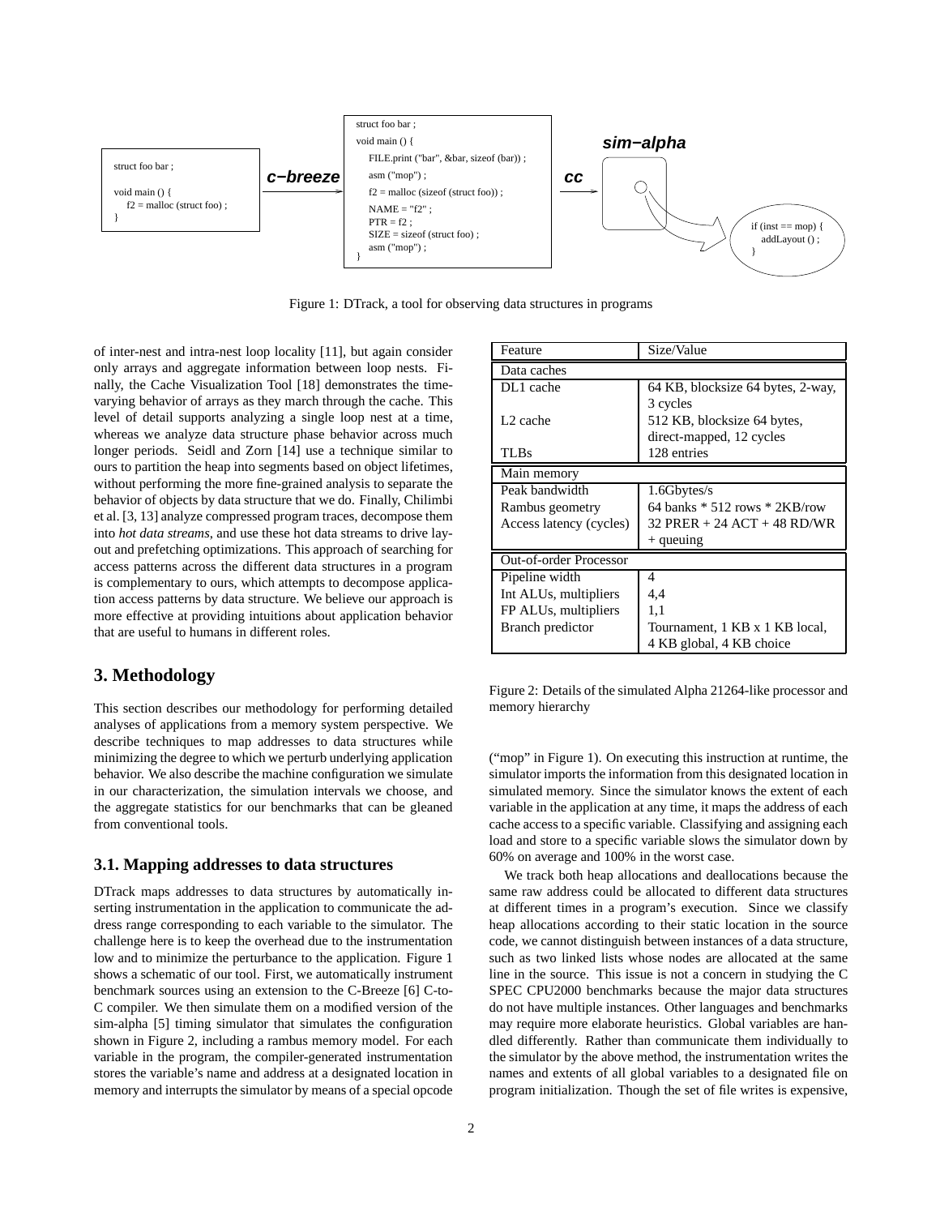struct foo bar ;

void main () {
    f2 = malloc (struct foo) ;
}

c−breeze

struct foo bar ;
void main () {
    FILE.print ("bar", &bar, sizeof (bar)) ;
    asm ("mop") ;
    f2 = malloc (sizeof (struct foo)) ;
    NAME = "f2" ;
    PTR = f2 ;
    SIZE = sizeof (struct foo) ;
    asm ("mop") ;
}

cc

sim−alpha

if (inst == mop) {
    addLayout () ;
}

Figure 1: DTrack, a tool for observing data structures in programs

of inter-nest and intra-nest loop locality [11], but again consider only arrays and aggregate information between loop nests. Finally, the Cache Visualization Tool [18] demonstrates the time-varying behavior of arrays as they march through the cache. This level of detail supports analyzing a single loop nest at a time, whereas we analyze data structure phase behavior across much longer periods. Seidl and Zorn [14] use a technique similar to ours to partition the heap into segments based on object lifetimes, without performing the more fine-grained analysis to separate the behavior of objects by data structure that we do. Finally, Chilimbi et al. [3, 13] analyze compressed program traces, decompose them into *hot data streams*, and use these hot data streams to drive layout and prefetching optimizations. This approach of searching for access patterns across the different data structures in a program is complementary to ours, which attempts to decompose application access patterns by data structure. We believe our approach is more effective at providing intuitions about application behavior that are useful to humans in different roles.

## 3. Methodology

This section describes our methodology for performing detailed analyses of applications from a memory system perspective. We describe techniques to map addresses to data structures while minimizing the degree to which we perturb underlying application behavior. We also describe the machine configuration we simulate in our characterization, the simulation intervals we choose, and the aggregate statistics for our benchmarks that can be gleaned from conventional tools.

### 3.1. Mapping addresses to data structures

DTrack maps addresses to data structures by automatically inserting instrumentation in the application to communicate the address range corresponding to each variable to the simulator. The challenge here is to keep the overhead due to the instrumentation low and to minimize the perturbance to the application. Figure 1 shows a schematic of our tool. First, we automatically instrument benchmark sources using an extension to the C-Breeze [6] C-to-C compiler. We then simulate them on a modified version of the sim-alpha [5] timing simulator that simulates the configuration shown in Figure 2, including a rambus memory model. For each variable in the program, the compiler-generated instrumentation stores the variable's name and address at a designated location in memory and interrupts the simulator by means of a special opcode

| Feature | Size/Value |
|---|---|
| Data caches | |
| DL1 cache | 64 KB, blocksize 64 bytes, 2-way, 3 cycles |
| L2 cache | 512 KB, blocksize 64 bytes, direct-mapped, 12 cycles |
| TLBs | 128 entries |
| Main memory | |
| Peak bandwidth | 1.6Gbytes/s |
| Rambus geometry | 64 banks * 512 rows * 2KB/row |
| Access latency (cycles) | 32 PRER + 24 ACT + 48 RD/WR + queuing |
| Out-of-order Processor | |
| Pipeline width | 4 |
| Int ALUs, multipliers | 4,4 |
| FP ALUs, multipliers | 1,1 |
| Branch predictor | Tournament, 1 KB x 1 KB local, 4 KB global, 4 KB choice |

Figure 2: Details of the simulated Alpha 21264-like processor and memory hierarchy

("mop" in Figure 1). On executing this instruction at runtime, the simulator imports the information from this designated location in simulated memory. Since the simulator knows the extent of each variable in the application at any time, it maps the address of each cache access to a specific variable. Classifying and assigning each load and store to a specific variable slows the simulator down by 60% on average and 100% in the worst case.

We track both heap allocations and deallocations because the same raw address could be allocated to different data structures at different times in a program's execution. Since we classify heap allocations according to their static location in the source code, we cannot distinguish between instances of a data structure, such as two linked lists whose nodes are allocated at the same line in the source. This issue is not a concern in studying the C SPEC CPU2000 benchmarks because the major data structures do not have multiple instances. Other languages and benchmarks may require more elaborate heuristics. Global variables are handled differently. Rather than communicate them individually to the simulator by the above method, the instrumentation writes the names and extents of all global variables to a designated file on program initialization. Though the set of file writes is expensive,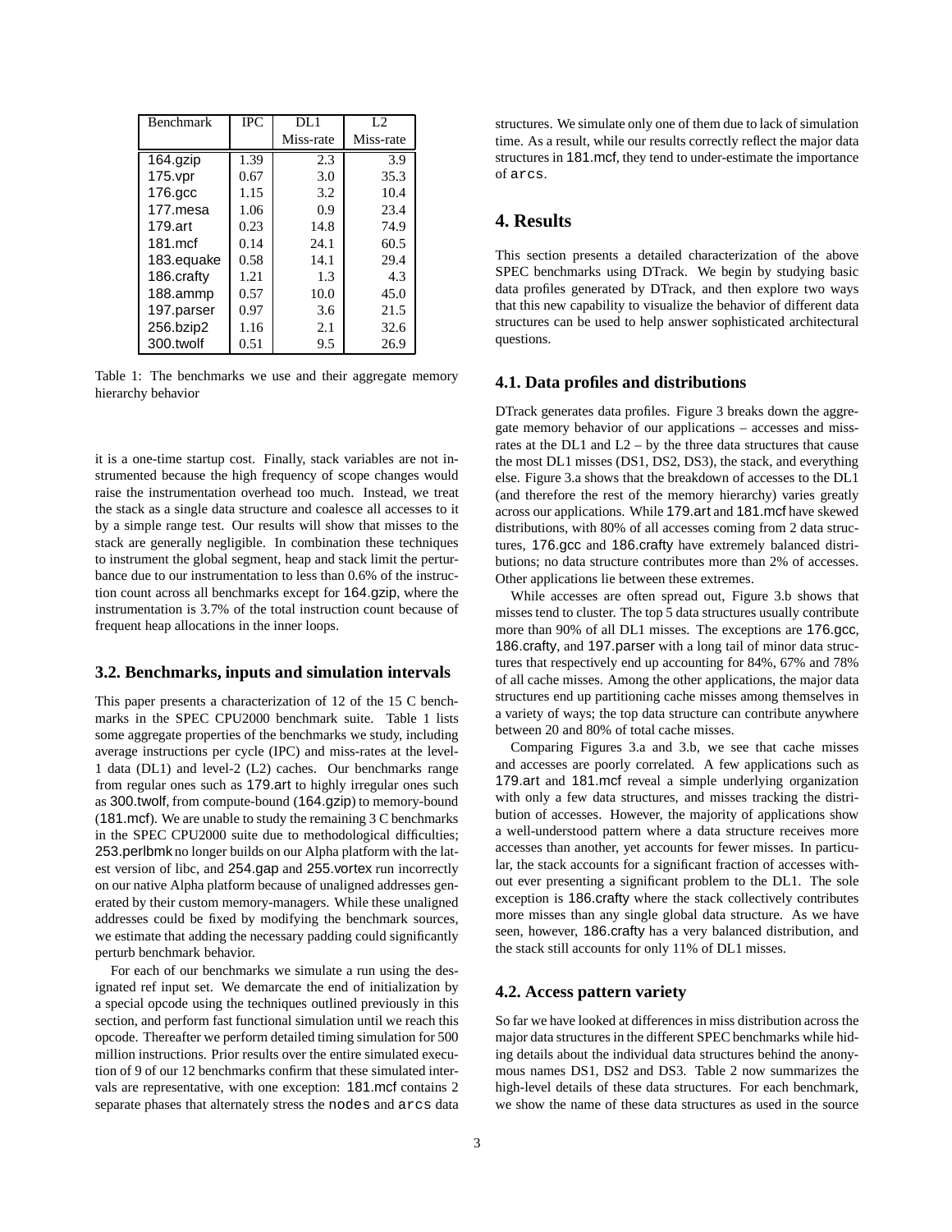| Benchmark | IPC | DL1 Miss-rate | L2 Miss-rate |
|---|---|---|---|
| 164.gzip | 1.39 | 2.3 | 3.9 |
| 175.vpr | 0.67 | 3.0 | 35.3 |
| 176.gcc | 1.15 | 3.2 | 10.4 |
| 177.mesa | 1.06 | 0.9 | 23.4 |
| 179.art | 0.23 | 14.8 | 74.9 |
| 181.mcf | 0.14 | 24.1 | 60.5 |
| 183.equake | 0.58 | 14.1 | 29.4 |
| 186.crafty | 1.21 | 1.3 | 4.3 |
| 188.ammp | 0.57 | 10.0 | 45.0 |
| 197.parser | 0.97 | 3.6 | 21.5 |
| 256.bzip2 | 1.16 | 2.1 | 32.6 |
| 300.twolf | 0.51 | 9.5 | 26.9 |

Table 1: The benchmarks we use and their aggregate memory hierarchy behavior

it is a one-time startup cost. Finally, stack variables are not instrumented because the high frequency of scope changes would raise the instrumentation overhead too much. Instead, we treat the stack as a single data structure and coalesce all accesses to it by a simple range test. Our results will show that misses to the stack are generally negligible. In combination these techniques to instrument the global segment, heap and stack limit the perturbance due to our instrumentation to less than 0.6% of the instruction count across all benchmarks except for 164.gzip, where the instrumentation is 3.7% of the total instruction count because of frequent heap allocations in the inner loops.

### 3.2. Benchmarks, inputs and simulation intervals

This paper presents a characterization of 12 of the 15 C benchmarks in the SPEC CPU2000 benchmark suite. Table 1 lists some aggregate properties of the benchmarks we study, including average instructions per cycle (IPC) and miss-rates at the level-1 data (DL1) and level-2 (L2) caches. Our benchmarks range from regular ones such as 179.art to highly irregular ones such as 300.twolf, from compute-bound (164.gzip) to memory-bound (181.mcf). We are unable to study the remaining 3 C benchmarks in the SPEC CPU2000 suite due to methodological difficulties; 253.perlbmk no longer builds on our Alpha platform with the latest version of libc, and 254.gap and 255.vortex run incorrectly on our native Alpha platform because of unaligned addresses generated by their custom memory-managers. While these unaligned addresses could be fixed by modifying the benchmark sources, we estimate that adding the necessary padding could significantly perturb benchmark behavior.

For each of our benchmarks we simulate a run using the designated ref input set. We demarcate the end of initialization by a special opcode using the techniques outlined previously in this section, and perform fast functional simulation until we reach this opcode. Thereafter we perform detailed timing simulation for 500 million instructions. Prior results over the entire simulated execution of 9 of our 12 benchmarks confirm that these simulated intervals are representative, with one exception: 181.mcf contains 2 separate phases that alternately stress the `nodes` and `arcs` data structures. We simulate only one of them due to lack of simulation time. As a result, while our results correctly reflect the major data structures in 181.mcf, they tend to under-estimate the importance of `arcs`.

## 4. Results

This section presents a detailed characterization of the above SPEC benchmarks using DTrack. We begin by studying basic data profiles generated by DTrack, and then explore two ways that this new capability to visualize the behavior of different data structures can be used to help answer sophisticated architectural questions.

### 4.1. Data profiles and distributions

DTrack generates data profiles. Figure 3 breaks down the aggregate memory behavior of our applications – accesses and miss-rates at the DL1 and L2 – by the three data structures that cause the most DL1 misses (DS1, DS2, DS3), the stack, and everything else. Figure 3.a shows that the breakdown of accesses to the DL1 (and therefore the rest of the memory hierarchy) varies greatly across our applications. While 179.art and 181.mcf have skewed distributions, with 80% of all accesses coming from 2 data structures, 176.gcc and 186.crafty have extremely balanced distributions; no data structure contributes more than 2% of accesses. Other applications lie between these extremes.

While accesses are often spread out, Figure 3.b shows that misses tend to cluster. The top 5 data structures usually contribute more than 90% of all DL1 misses. The exceptions are 176.gcc, 186.crafty, and 197.parser with a long tail of minor data structures that respectively end up accounting for 84%, 67% and 78% of all cache misses. Among the other applications, the major data structures end up partitioning cache misses among themselves in a variety of ways; the top data structure can contribute anywhere between 20 and 80% of total cache misses.

Comparing Figures 3.a and 3.b, we see that cache misses and accesses are poorly correlated. A few applications such as 179.art and 181.mcf reveal a simple underlying organization with only a few data structures, and misses tracking the distribution of accesses. However, the majority of applications show a well-understood pattern where a data structure receives more accesses than another, yet accounts for fewer misses. In particular, the stack accounts for a significant fraction of accesses without ever presenting a significant problem to the DL1. The sole exception is 186.crafty where the stack collectively contributes more misses than any single global data structure. As we have seen, however, 186.crafty has a very balanced distribution, and the stack still accounts for only 11% of DL1 misses.

### 4.2. Access pattern variety

So far we have looked at differences in miss distribution across the major data structures in the different SPEC benchmarks while hiding details about the individual data structures behind the anonymous names DS1, DS2 and DS3. Table 2 now summarizes the high-level details of these data structures. For each benchmark, we show the name of these data structures as used in the source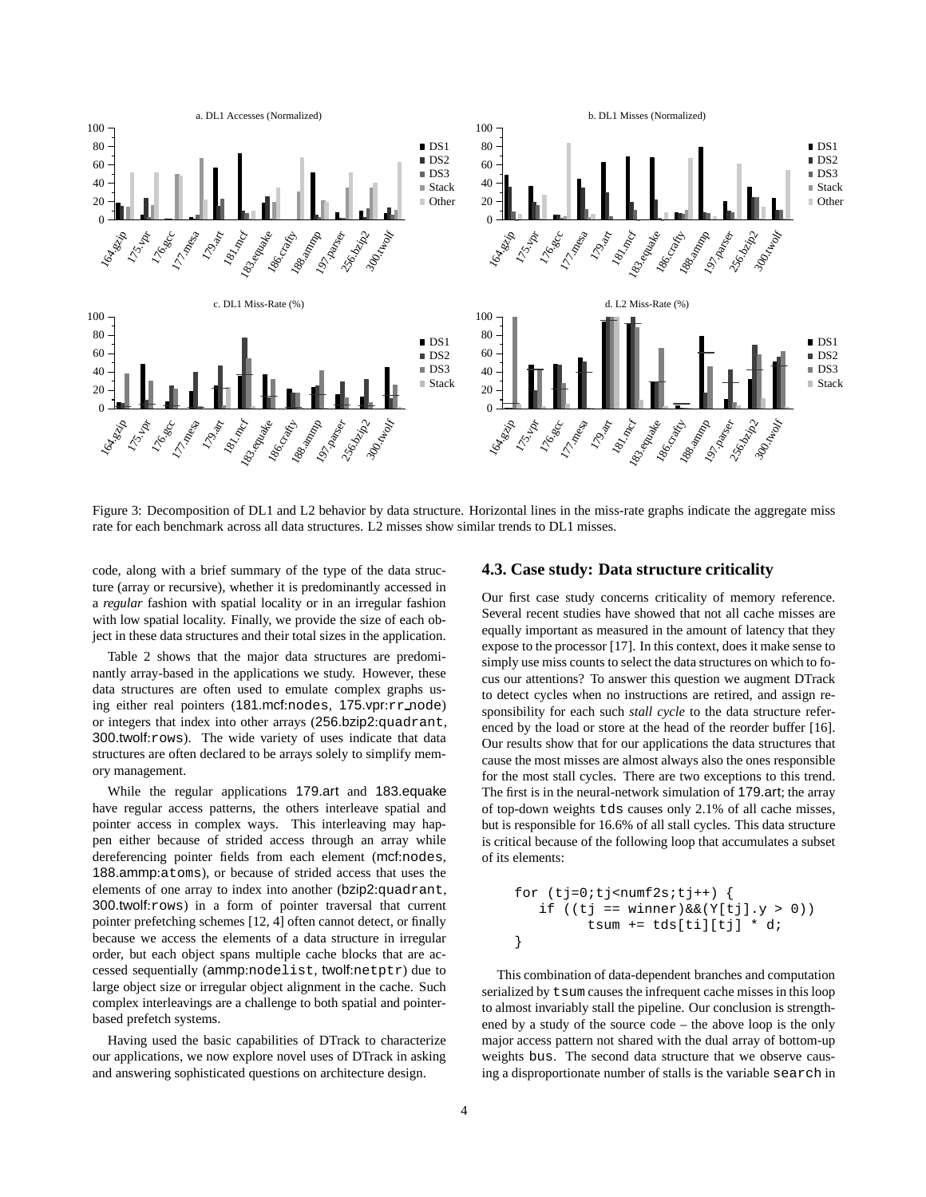a. DL1 Accesses (Normalized)

100, 80, 60, 40, 20, 0

DS1, DS2, DS3, Stack, Other

164.gzip, 175.vpr, 176.gcc, 177.mesa, 179.art, 181.mcf, 183.equake, 186.crafty, 188.ammp, 197.parser, 256.bzip2, 300.twolf

b. DL1 Misses (Normalized)

100, 80, 60, 40, 20, 0

DS1, DS2, DS3, Stack, Other

164.gzip, 175.vpr, 176.gcc, 177.mesa, 179.art, 181.mcf, 183.equake, 186.crafty, 188.ammp, 197.parser, 256.bzip2, 300.twolf

c. DL1 Miss-Rate (%)

100, 80, 60, 40, 20, 0

DS1, DS2, DS3, Stack

164.gzip, 175.vpr, 176.gcc, 177.mesa, 179.art, 181.mcf, 183.equake, 186.crafty, 188.ammp, 197.parser, 256.bzip2, 300.twolf

d. L2 Miss-Rate (%)

100, 80, 60, 40, 20, 0

DS1, DS2, DS3, Stack

164.gzip, 175.vpr, 176.gcc, 177.mesa, 179.art, 181.mcf, 183.equake, 186.crafty, 188.ammp, 197.parser, 256.bzip2, 300.twolf

Figure 3: Decomposition of DL1 and L2 behavior by data structure. Horizontal lines in the miss-rate graphs indicate the aggregate miss rate for each benchmark across all data structures. L2 misses show similar trends to DL1 misses.

code, along with a brief summary of the type of the data structure (array or recursive), whether it is predominantly accessed in a *regular* fashion with spatial locality or in an irregular fashion with low spatial locality. Finally, we provide the size of each object in these data structures and their total sizes in the application.

Table 2 shows that the major data structures are predominantly array-based in the applications we study. However, these data structures are often used to emulate complex graphs using either real pointers (181.mcf:nodes, 175.vpr:rr_node) or integers that index into other arrays (256.bzip2:quadrant, 300.twolf:rows). The wide variety of uses indicate that data structures are often declared to be arrays solely to simplify memory management.

While the regular applications 179.art and 183.equake have regular access patterns, the others interleave spatial and pointer access in complex ways. This interleaving may happen either because of strided access through an array while dereferencing pointer fields from each element (mcf:nodes, 188.ammp:atoms), or because of strided access that uses the elements of one array to index into another (bzip2:quadrant, 300.twolf:rows) in a form of pointer traversal that current pointer prefetching schemes [12, 4] often cannot detect, or finally because we access the elements of a data structure in irregular order, but each object spans multiple cache blocks that are accessed sequentially (ammp:nodelist, twolf:netptr) due to large object size or irregular object alignment in the cache. Such complex interleavings are a challenge to both spatial and pointer-based prefetch systems.

Having used the basic capabilities of DTrack to characterize our applications, we now explore novel uses of DTrack in asking and answering sophisticated questions on architecture design.

### 4.3. Case study: Data structure criticality

Our first case study concerns criticality of memory reference. Several recent studies have showed that not all cache misses are equally important as measured in the amount of latency that they expose to the processor [17]. In this context, does it make sense to simply use miss counts to select the data structures on which to focus our attentions? To answer this question we augment DTrack to detect cycles when no instructions are retired, and assign responsibility for each such *stall cycle* to the data structure referenced by the load or store at the head of the reorder buffer [16]. Our results show that for our applications the data structures that cause the most misses are almost always also the ones responsible for the most stall cycles. There are two exceptions to this trend. The first is in the neural-network simulation of 179.art; the array of top-down weights tds causes only 2.1% of all cache misses, but is responsible for 16.6% of all stall cycles. This data structure is critical because of the following loop that accumulates a subset of its elements:

```
for (tj=0;tj<numf2s;tj++) {
   if ((tj == winner)&&(Y[tj].y > 0))
         tsum += tds[ti][tj] * d;
}
```

This combination of data-dependent branches and computation serialized by tsum causes the infrequent cache misses in this loop to almost invariably stall the pipeline. Our conclusion is strengthened by a study of the source code – the above loop is the only major access pattern not shared with the dual array of bottom-up weights bus. The second data structure that we observe causing a disproportionate number of stalls is the variable search in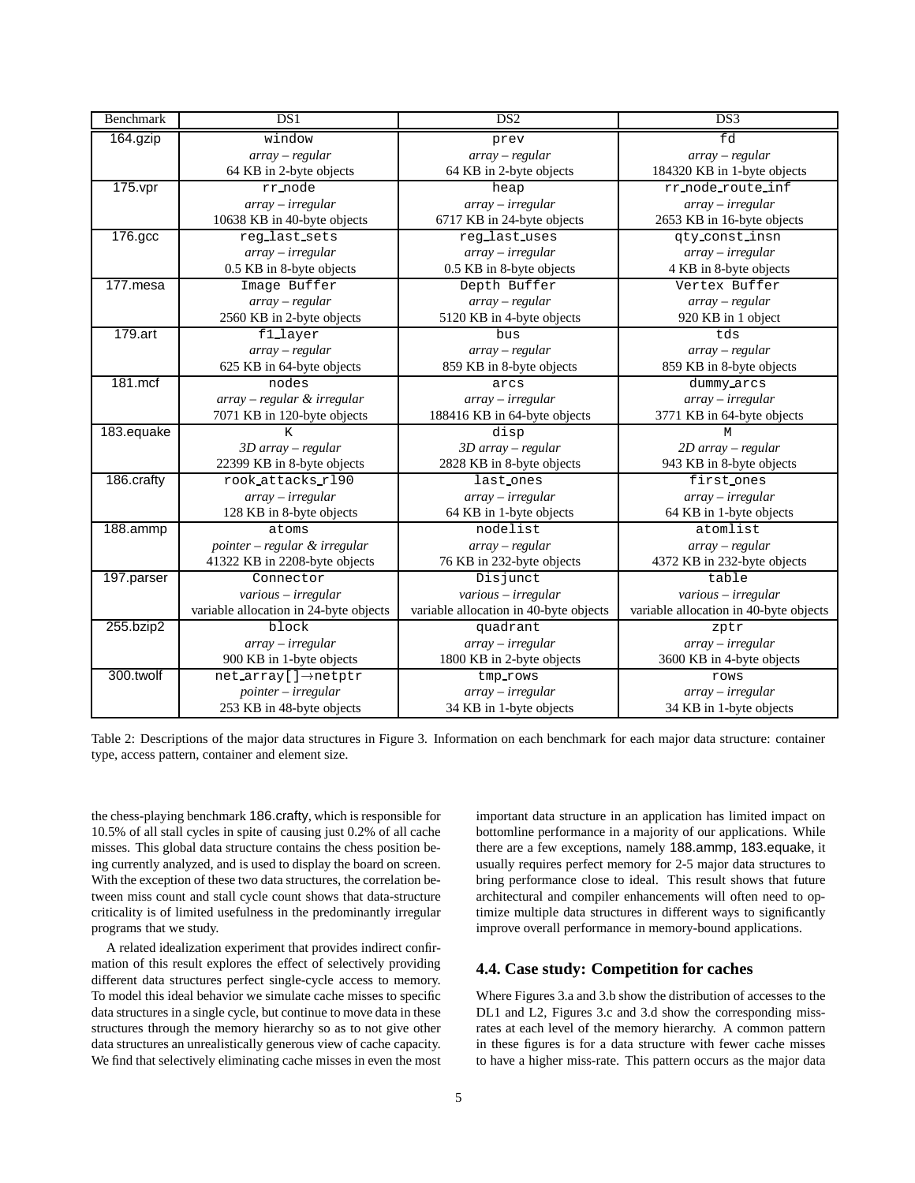| Benchmark | DS1 | DS2 | DS3 |
|---|---|---|---|
| 164.gzip | window<br>*array – regular*<br>64 KB in 2-byte objects | prev<br>*array – regular*<br>64 KB in 2-byte objects | fd<br>*array – regular*<br>184320 KB in 1-byte objects |
| 175.vpr | rr_node<br>*array – irregular*<br>10638 KB in 40-byte objects | heap<br>*array – irregular*<br>6717 KB in 24-byte objects | rr_node_route_inf<br>*array – irregular*<br>2653 KB in 16-byte objects |
| 176.gcc | reg_last_sets<br>*array – irregular*<br>0.5 KB in 8-byte objects | reg_last_uses<br>*array – irregular*<br>0.5 KB in 8-byte objects | qty_const_insn<br>*array – irregular*<br>4 KB in 8-byte objects |
| 177.mesa | Image Buffer<br>*array – regular*<br>2560 KB in 2-byte objects | Depth Buffer<br>*array – regular*<br>5120 KB in 4-byte objects | Vertex Buffer<br>*array – regular*<br>920 KB in 1 object |
| 179.art | f1_layer<br>*array – regular*<br>625 KB in 64-byte objects | bus<br>*array – regular*<br>859 KB in 8-byte objects | tds<br>*array – regular*<br>859 KB in 8-byte objects |
| 181.mcf | nodes<br>*array – regular & irregular*<br>7071 KB in 120-byte objects | arcs<br>*array – irregular*<br>188416 KB in 64-byte objects | dummy_arcs<br>*array – irregular*<br>3771 KB in 64-byte objects |
| 183.equake | K<br>*3D array – regular*<br>22399 KB in 8-byte objects | disp<br>*3D array – regular*<br>2828 KB in 8-byte objects | M<br>*2D array – regular*<br>943 KB in 8-byte objects |
| 186.crafty | rook_attacks_rl90<br>*array – irregular*<br>128 KB in 8-byte objects | last_ones<br>*array – irregular*<br>64 KB in 1-byte objects | first_ones<br>*array – irregular*<br>64 KB in 1-byte objects |
| 188.ammp | atoms<br>*pointer – regular & irregular*<br>41322 KB in 2208-byte objects | nodelist<br>*array – regular*<br>76 KB in 232-byte objects | atomlist<br>*array – regular*<br>4372 KB in 232-byte objects |
| 197.parser | Connector<br>*various – irregular*<br>variable allocation in 24-byte objects | Disjunct<br>*various – irregular*<br>variable allocation in 40-byte objects | table<br>*various – irregular*<br>variable allocation in 40-byte objects |
| 255.bzip2 | block<br>*array – irregular*<br>900 KB in 1-byte objects | quadrant<br>*array – irregular*<br>1800 KB in 2-byte objects | zptr<br>*array – irregular*<br>3600 KB in 4-byte objects |
| 300.twolf | net_array[]→netptr<br>*pointer – irregular*<br>253 KB in 48-byte objects | tmp_rows<br>*array – irregular*<br>34 KB in 1-byte objects | rows<br>*array – irregular*<br>34 KB in 1-byte objects |

Table 2: Descriptions of the major data structures in Figure 3. Information on each benchmark for each major data structure: container type, access pattern, container and element size.

the chess-playing benchmark 186.crafty, which is responsible for 10.5% of all stall cycles in spite of causing just 0.2% of all cache misses. This global data structure contains the chess position being currently analyzed, and is used to display the board on screen. With the exception of these two data structures, the correlation between miss count and stall cycle count shows that data-structure criticality is of limited usefulness in the predominantly irregular programs that we study.

A related idealization experiment that provides indirect confirmation of this result explores the effect of selectively providing different data structures perfect single-cycle access to memory. To model this ideal behavior we simulate cache misses to specific data structures in a single cycle, but continue to move data in these structures through the memory hierarchy so as to not give other data structures an unrealistically generous view of cache capacity. We find that selectively eliminating cache misses in even the most important data structure in an application has limited impact on bottomline performance in a majority of our applications. While there are a few exceptions, namely 188.ammp, 183.equake, it usually requires perfect memory for 2-5 major data structures to bring performance close to ideal. This result shows that future architectural and compiler enhancements will often need to optimize multiple data structures in different ways to significantly improve overall performance in memory-bound applications.

### 4.4. Case study: Competition for caches

Where Figures 3.a and 3.b show the distribution of accesses to the DL1 and L2, Figures 3.c and 3.d show the corresponding miss-rates at each level of the memory hierarchy. A common pattern in these figures is for a data structure with fewer cache misses to have a higher miss-rate. This pattern occurs as the major data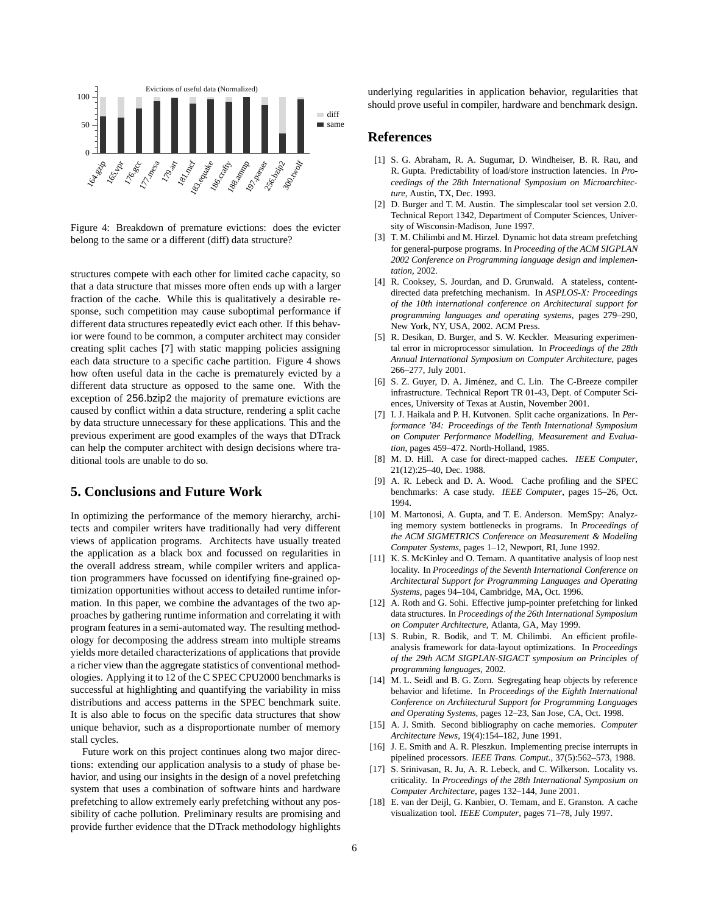Evictions of useful data (Normalized)

100

50

0

diff

same

164.gzip
165.vpr
176.gcc
177.mesa
179.art
181.mcf
183.equake
186.crafty
188.ammp
197.parser
256.bzip2
300.twolf

Figure 4: Breakdown of premature evictions: does the evicter belong to the same or a different (diff) data structure?

structures compete with each other for limited cache capacity, so that a data structure that misses more often ends up with a larger fraction of the cache. While this is qualitatively a desirable response, such competition may cause suboptimal performance if different data structures repeatedly evict each other. If this behavior were found to be common, a computer architect may consider creating split caches [7] with static mapping policies assigning each data structure to a specific cache partition. Figure 4 shows how often useful data in the cache is prematurely evicted by a different data structure as opposed to the same one. With the exception of 256.bzip2 the majority of premature evictions are caused by conflict within a data structure, rendering a split cache by data structure unnecessary for these applications. This and the previous experiment are good examples of the ways that DTrack can help the computer architect with design decisions where traditional tools are unable to do so.

## 5. Conclusions and Future Work

In optimizing the performance of the memory hierarchy, architects and compiler writers have traditionally had very different views of application programs. Architects have usually treated the application as a black box and focussed on regularities in the overall address stream, while compiler writers and application programmers have focussed on identifying fine-grained optimization opportunities without access to detailed runtime information. In this paper, we combine the advantages of the two approaches by gathering runtime information and correlating it with program features in a semi-automated way. The resulting methodology for decomposing the address stream into multiple streams yields more detailed characterizations of applications that provide a richer view than the aggregate statistics of conventional methodologies. Applying it to 12 of the C SPEC CPU2000 benchmarks is successful at highlighting and quantifying the variability in miss distributions and access patterns in the SPEC benchmark suite. It is also able to focus on the specific data structures that show unique behavior, such as a disproportionate number of memory stall cycles.

Future work on this project continues along two major directions: extending our application analysis to a study of phase behavior, and using our insights in the design of a novel prefetching system that uses a combination of software hints and hardware prefetching to allow extremely early prefetching without any possibility of cache pollution. Preliminary results are promising and provide further evidence that the DTrack methodology highlights underlying regularities in application behavior, regularities that should prove useful in compiler, hardware and benchmark design.

## References

[1] S. G. Abraham, R. A. Sugumar, D. Windheiser, B. R. Rau, and R. Gupta. Predictability of load/store instruction latencies. In *Proceedings of the 28th International Symposium on Microarchitecture*, Austin, TX, Dec. 1993.

[2] D. Burger and T. M. Austin. The simplescalar tool set version 2.0. Technical Report 1342, Department of Computer Sciences, University of Wisconsin-Madison, June 1997.

[3] T. M. Chilimbi and M. Hirzel. Dynamic hot data stream prefetching for general-purpose programs. In *Proceeding of the ACM SIGPLAN 2002 Conference on Programming language design and implementation*, 2002.

[4] R. Cooksey, S. Jourdan, and D. Grunwald. A stateless, content-directed data prefetching mechanism. In *ASPLOS-X: Proceedings of the 10th international conference on Architectural support for programming languages and operating systems*, pages 279–290, New York, NY, USA, 2002. ACM Press.

[5] R. Desikan, D. Burger, and S. W. Keckler. Measuring experimental error in microprocessor simulation. In *Proceedings of the 28th Annual International Symposium on Computer Architecture*, pages 266–277, July 2001.

[6] S. Z. Guyer, D. A. Jiménez, and C. Lin. The C-Breeze compiler infrastructure. Technical Report TR 01-43, Dept. of Computer Sciences, University of Texas at Austin, November 2001.

[7] I. J. Haikala and P. H. Kutvonen. Split cache organizations. In *Performance '84: Proceedings of the Tenth International Symposium on Computer Performance Modelling, Measurement and Evaluation*, pages 459–472. North-Holland, 1985.

[8] M. D. Hill. A case for direct-mapped caches. *IEEE Computer*, 21(12):25–40, Dec. 1988.

[9] A. R. Lebeck and D. A. Wood. Cache profiling and the SPEC benchmarks: A case study. *IEEE Computer*, pages 15–26, Oct. 1994.

[10] M. Martonosi, A. Gupta, and T. E. Anderson. MemSpy: Analyzing memory system bottlenecks in programs. In *Proceedings of the ACM SIGMETRICS Conference on Measurement & Modeling Computer Systems*, pages 1–12, Newport, RI, June 1992.

[11] K. S. McKinley and O. Temam. A quantitative analysis of loop nest locality. In *Proceedings of the Seventh International Conference on Architectural Support for Programming Languages and Operating Systems*, pages 94–104, Cambridge, MA, Oct. 1996.

[12] A. Roth and G. Sohi. Effective jump-pointer prefetching for linked data structures. In *Proceedings of the 26th International Symposium on Computer Architecture*, Atlanta, GA, May 1999.

[13] S. Rubin, R. Bodik, and T. M. Chilimbi. An efficient profile-analysis framework for data-layout optimizations. In *Proceedings of the 29th ACM SIGPLAN-SIGACT symposium on Principles of programming languages*, 2002.

[14] M. L. Seidl and B. G. Zorn. Segregating heap objects by reference behavior and lifetime. In *Proceedings of the Eighth International Conference on Architectural Support for Programming Languages and Operating Systems*, pages 12–23, San Jose, CA, Oct. 1998.

[15] A. J. Smith. Second bibliography on cache memories. *Computer Architecture News*, 19(4):154–182, June 1991.

[16] J. E. Smith and A. R. Pleszkun. Implementing precise interrupts in pipelined processors. *IEEE Trans. Comput.*, 37(5):562–573, 1988.

[17] S. Srinivasan, R. Ju, A. R. Lebeck, and C. Wilkerson. Locality vs. criticality. In *Proceedings of the 28th International Symposium on Computer Architecture*, pages 132–144, June 2001.

[18] E. van der Deijl, G. Kanbier, O. Temam, and E. Granston. A cache visualization tool. *IEEE Computer*, pages 71–78, July 1997.